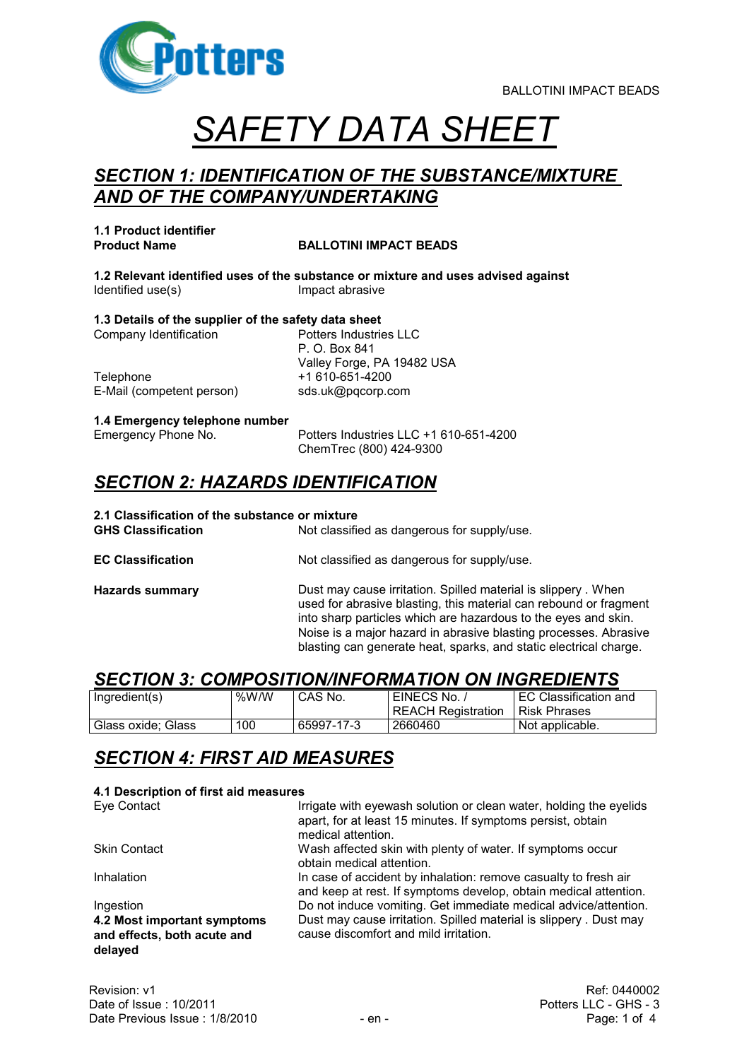# SAFETY DATA SHEET

## SECTION 1: IDENTIFICATION OF THE SUBSTANCE/MIXTURE AND OF THE COMPANY/UNDERTAKING

**1.1 Product identifier**

**Product Name** — **BALLOTINI IMPACT BEADS**

**1.2 Relevant identified uses of the substance or mixture and uses advised against**

Identified use(s) — Impact abrasive

**1.3 Details of the supplier of the safety data sheet**

Company Identification — Potters Industries LLC
P. O. Box 841
Valley Forge, PA 19482 USA

Telephone — +1 610-651-4200

E-Mail (competent person) — sds.uk@pqcorp.com

**1.4 Emergency telephone number**

Emergency Phone No. — Potters Industries LLC +1 610-651-4200
ChemTrec (800) 424-9300

## SECTION 2: HAZARDS IDENTIFICATION

**2.1 Classification of the substance or mixture**

**GHS Classification** — Not classified as dangerous for supply/use.

**EC Classification** — Not classified as dangerous for supply/use.

**Hazards summary** — Dust may cause irritation. Spilled material is slippery . When used for abrasive blasting, this material can rebound or fragment into sharp particles which are hazardous to the eyes and skin. Noise is a major hazard in abrasive blasting processes. Abrasive blasting can generate heat, sparks, and static electrical charge.

## SECTION 3: COMPOSITION/INFORMATION ON INGREDIENTS

| Ingredient(s) | %W/W | CAS No. | EINECS No. / REACH Registration | EC Classification and Risk Phrases |
|---|---|---|---|---|
| Glass oxide; Glass | 100 | 65997-17-3 | 2660460 | Not applicable. |

## SECTION 4: FIRST AID MEASURES

**4.1 Description of first aid measures**

Eye Contact — Irrigate with eyewash solution or clean water, holding the eyelids apart, for at least 15 minutes. If symptoms persist, obtain medical attention.

Skin Contact — Wash affected skin with plenty of water. If symptoms occur obtain medical attention.

Inhalation — In case of accident by inhalation: remove casualty to fresh air and keep at rest. If symptoms develop, obtain medical attention.

Ingestion — Do not induce vomiting. Get immediate medical advice/attention.

**4.2 Most important symptoms and effects, both acute and delayed** — Dust may cause irritation. Spilled material is slippery . Dust may cause discomfort and mild irritation.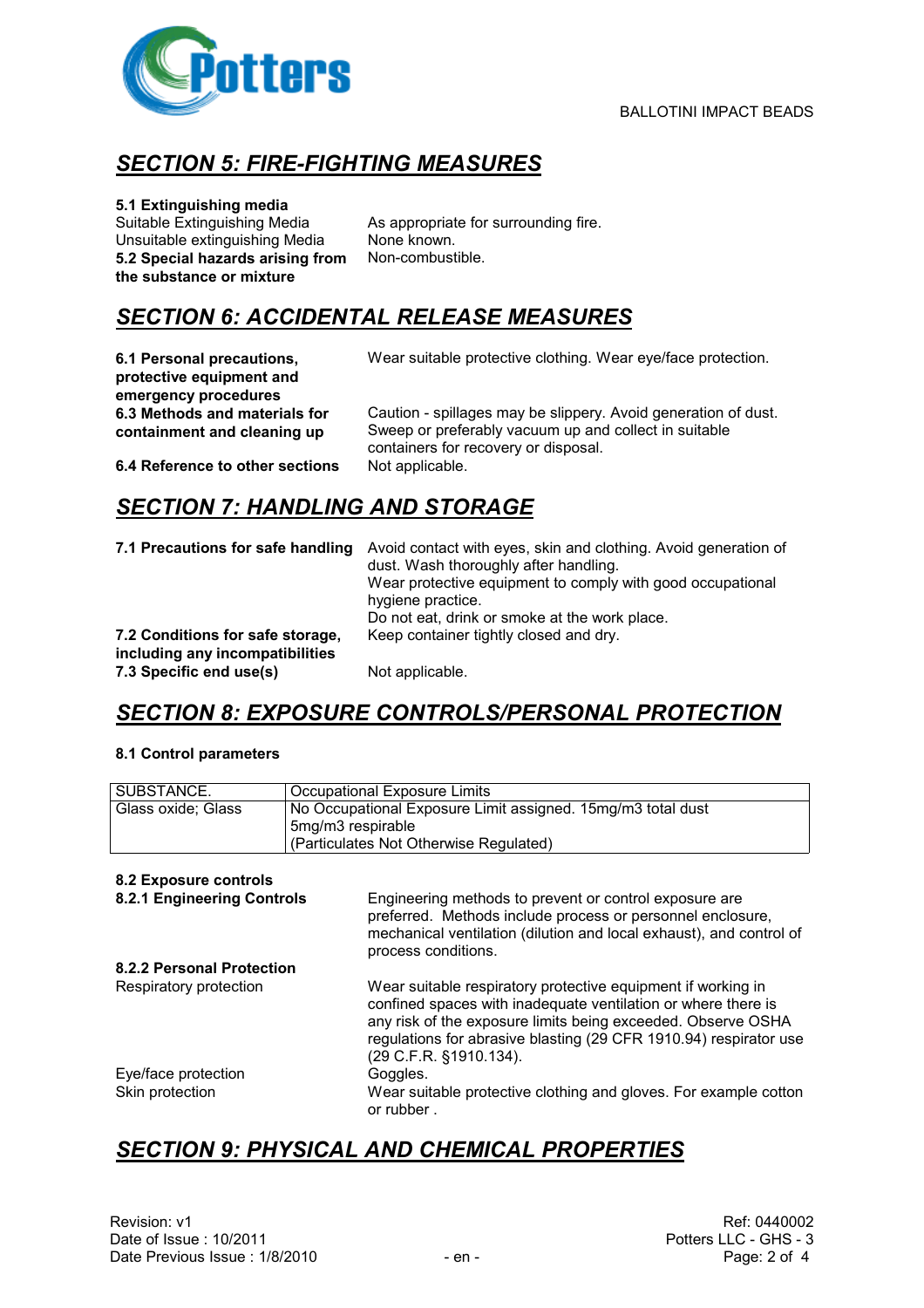## SECTION 5: FIRE-FIGHTING MEASURES

**5.1 Extinguishing media**

| | |
|---|---|
| Suitable Extinguishing Media | As appropriate for surrounding fire. |
| Unsuitable extinguishing Media | None known. |
| **5.2 Special hazards arising from the substance or mixture** | Non-combustible. |

## SECTION 6: ACCIDENTAL RELEASE MEASURES

| | |
|---|---|
| **6.1 Personal precautions, protective equipment and emergency procedures** | Wear suitable protective clothing. Wear eye/face protection. |
| **6.3 Methods and materials for containment and cleaning up** | Caution - spillages may be slippery. Avoid generation of dust. Sweep or preferably vacuum up and collect in suitable containers for recovery or disposal. |
| **6.4 Reference to other sections** | Not applicable. |

## SECTION 7: HANDLING AND STORAGE

| | |
|---|---|
| **7.1 Precautions for safe handling** | Avoid contact with eyes, skin and clothing. Avoid generation of dust. Wash thoroughly after handling. Wear protective equipment to comply with good occupational hygiene practice. Do not eat, drink or smoke at the work place. |
| **7.2 Conditions for safe storage, including any incompatibilities** | Keep container tightly closed and dry. |
| **7.3 Specific end use(s)** | Not applicable. |

## SECTION 8: EXPOSURE CONTROLS/PERSONAL PROTECTION

**8.1 Control parameters**

| SUBSTANCE. | Occupational Exposure Limits |
|---|---|
| Glass oxide; Glass | No Occupational Exposure Limit assigned. 15mg/m3 total dust<br>5mg/m3 respirable<br>(Particulates Not Otherwise Regulated) |

**8.2 Exposure controls**

| | |
|---|---|
| **8.2.1 Engineering Controls** | Engineering methods to prevent or control exposure are preferred. Methods include process or personnel enclosure, mechanical ventilation (dilution and local exhaust), and control of process conditions. |

**8.2.2 Personal Protection**

| | |
|---|---|
| Respiratory protection | Wear suitable respiratory protective equipment if working in confined spaces with inadequate ventilation or where there is any risk of the exposure limits being exceeded. Observe OSHA regulations for abrasive blasting (29 CFR 1910.94) respirator use (29 C.F.R. §1910.134). |
| Eye/face protection | Goggles. |
| Skin protection | Wear suitable protective clothing and gloves. For example cotton or rubber . |

## SECTION 9: PHYSICAL AND CHEMICAL PROPERTIES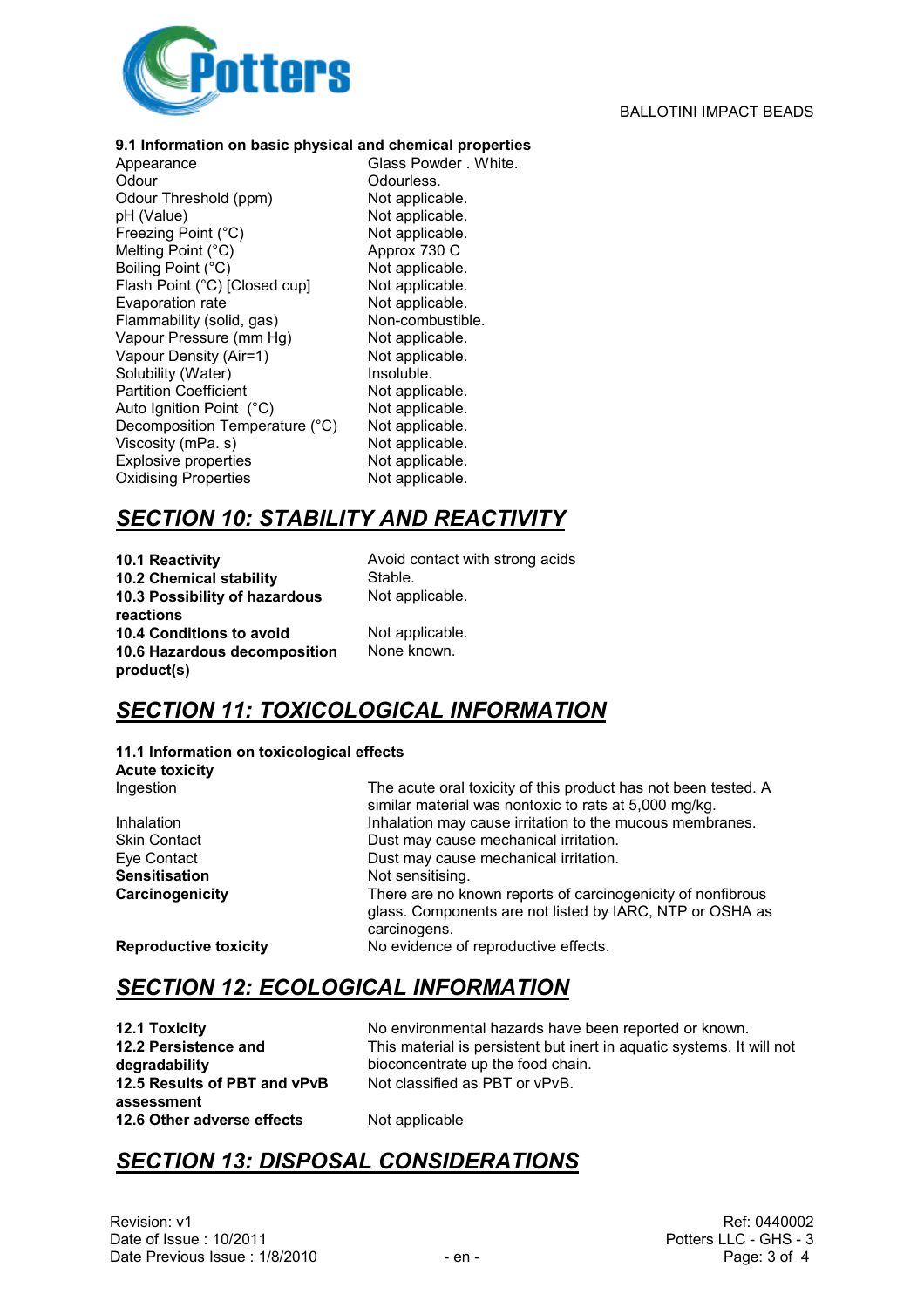### 9.1 Information on basic physical and chemical properties

| | |
|---|---|
| Appearance | Glass Powder . White. |
| Odour | Odourless. |
| Odour Threshold (ppm) | Not applicable. |
| pH (Value) | Not applicable. |
| Freezing Point (°C) | Not applicable. |
| Melting Point (°C) | Approx 730 C |
| Boiling Point (°C) | Not applicable. |
| Flash Point (°C) [Closed cup] | Not applicable. |
| Evaporation rate | Not applicable. |
| Flammability (solid, gas) | Non-combustible. |
| Vapour Pressure (mm Hg) | Not applicable. |
| Vapour Density (Air=1) | Not applicable. |
| Solubility (Water) | Insoluble. |
| Partition Coefficient | Not applicable. |
| Auto Ignition Point (°C) | Not applicable. |
| Decomposition Temperature (°C) | Not applicable. |
| Viscosity (mPa. s) | Not applicable. |
| Explosive properties | Not applicable. |
| Oxidising Properties | Not applicable. |

## SECTION 10: STABILITY AND REACTIVITY

| | |
|---|---|
| **10.1 Reactivity** | Avoid contact with strong acids |
| **10.2 Chemical stability** | Stable. |
| **10.3 Possibility of hazardous reactions** | Not applicable. |
| **10.4 Conditions to avoid** | Not applicable. |
| **10.6 Hazardous decomposition product(s)** | None known. |

## SECTION 11: TOXICOLOGICAL INFORMATION

**11.1 Information on toxicological effects**

**Acute toxicity**

| | |
|---|---|
| Ingestion | The acute oral toxicity of this product has not been tested. A similar material was nontoxic to rats at 5,000 mg/kg. |
| Inhalation | Inhalation may cause irritation to the mucous membranes. |
| Skin Contact | Dust may cause mechanical irritation. |
| Eye Contact | Dust may cause mechanical irritation. |
| **Sensitisation** | Not sensitising. |
| **Carcinogenicity** | There are no known reports of carcinogenicity of nonfibrous glass. Components are not listed by IARC, NTP or OSHA as carcinogens. |
| **Reproductive toxicity** | No evidence of reproductive effects. |

## SECTION 12: ECOLOGICAL INFORMATION

| | |
|---|---|
| **12.1 Toxicity** | No environmental hazards have been reported or known. |
| **12.2 Persistence and degradability** | This material is persistent but inert in aquatic systems. It will not bioconcentrate up the food chain. |
| **12.5 Results of PBT and vPvB assessment** | Not classified as PBT or vPvB. |
| **12.6 Other adverse effects** | Not applicable |

## SECTION 13: DISPOSAL CONSIDERATIONS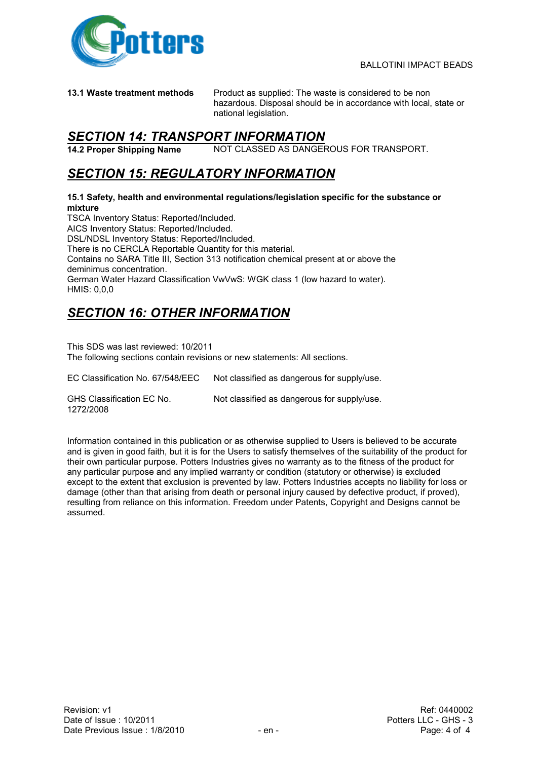**13.1 Waste treatment methods** Product as supplied: The waste is considered to be non hazardous. Disposal should be in accordance with local, state or national legislation.

## SECTION 14: TRANSPORT INFORMATION

**14.2 Proper Shipping Name** NOT CLASSED AS DANGEROUS FOR TRANSPORT.

## SECTION 15: REGULATORY INFORMATION

**15.1 Safety, health and environmental regulations/legislation specific for the substance or mixture**

TSCA Inventory Status: Reported/Included.
AICS Inventory Status: Reported/Included.
DSL/NDSL Inventory Status: Reported/Included.
There is no CERCLA Reportable Quantity for this material.
Contains no SARA Title III, Section 313 notification chemical present at or above the deminimus concentration.
German Water Hazard Classification VwVwS: WGK class 1 (low hazard to water).
HMIS: 0,0,0

## SECTION 16: OTHER INFORMATION

This SDS was last reviewed: 10/2011
The following sections contain revisions or new statements: All sections.

| | |
|---|---|
| EC Classification No. 67/548/EEC | Not classified as dangerous for supply/use. |
| GHS Classification EC No. 1272/2008 | Not classified as dangerous for supply/use. |

Information contained in this publication or as otherwise supplied to Users is believed to be accurate and is given in good faith, but it is for the Users to satisfy themselves of the suitability of the product for their own particular purpose. Potters Industries gives no warranty as to the fitness of the product for any particular purpose and any implied warranty or condition (statutory or otherwise) is excluded except to the extent that exclusion is prevented by law. Potters Industries accepts no liability for loss or damage (other than that arising from death or personal injury caused by defective product, if proved), resulting from reliance on this information. Freedom under Patents, Copyright and Designs cannot be assumed.